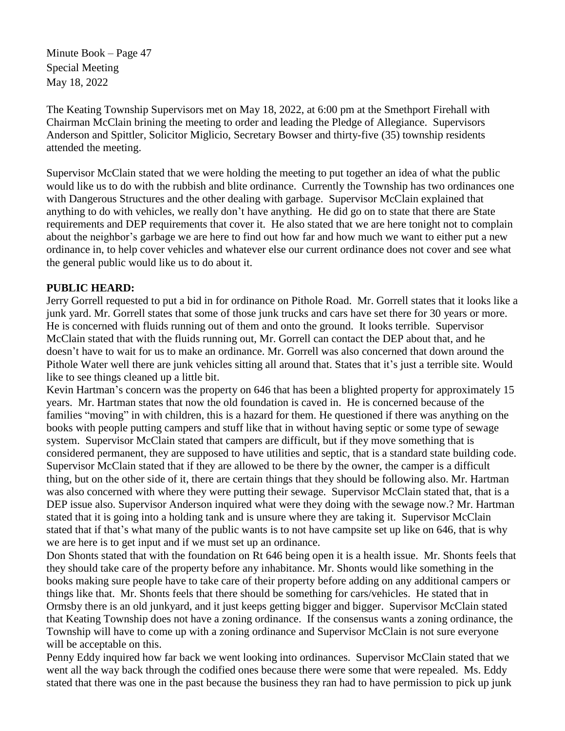Minute Book – Page 47
Special Meeting
May 18, 2022

The Keating Township Supervisors met on May 18, 2022, at 6:00 pm at the Smethport Firehall with Chairman McClain brining the meeting to order and leading the Pledge of Allegiance. Supervisors Anderson and Spittler, Solicitor Miglicio, Secretary Bowser and thirty-five (35) township residents attended the meeting.

Supervisor McClain stated that we were holding the meeting to put together an idea of what the public would like us to do with the rubbish and blite ordinance. Currently the Township has two ordinances one with Dangerous Structures and the other dealing with garbage. Supervisor McClain explained that anything to do with vehicles, we really don't have anything. He did go on to state that there are State requirements and DEP requirements that cover it. He also stated that we are here tonight not to complain about the neighbor's garbage we are here to find out how far and how much we want to either put a new ordinance in, to help cover vehicles and whatever else our current ordinance does not cover and see what the general public would like us to do about it.

**PUBLIC HEARD:**

Jerry Gorrell requested to put a bid in for ordinance on Pithole Road. Mr. Gorrell states that it looks like a junk yard. Mr. Gorrell states that some of those junk trucks and cars have set there for 30 years or more. He is concerned with fluids running out of them and onto the ground. It looks terrible. Supervisor McClain stated that with the fluids running out, Mr. Gorrell can contact the DEP about that, and he doesn't have to wait for us to make an ordinance. Mr. Gorrell was also concerned that down around the Pithole Water well there are junk vehicles sitting all around that. States that it's just a terrible site. Would like to see things cleaned up a little bit.

Kevin Hartman's concern was the property on 646 that has been a blighted property for approximately 15 years. Mr. Hartman states that now the old foundation is caved in. He is concerned because of the families "moving" in with children, this is a hazard for them. He questioned if there was anything on the books with people putting campers and stuff like that in without having septic or some type of sewage system. Supervisor McClain stated that campers are difficult, but if they move something that is considered permanent, they are supposed to have utilities and septic, that is a standard state building code. Supervisor McClain stated that if they are allowed to be there by the owner, the camper is a difficult thing, but on the other side of it, there are certain things that they should be following also. Mr. Hartman was also concerned with where they were putting their sewage. Supervisor McClain stated that, that is a DEP issue also. Supervisor Anderson inquired what were they doing with the sewage now.? Mr. Hartman stated that it is going into a holding tank and is unsure where they are taking it. Supervisor McClain stated that if that's what many of the public wants is to not have campsite set up like on 646, that is why we are here is to get input and if we must set up an ordinance.

Don Shonts stated that with the foundation on Rt 646 being open it is a health issue. Mr. Shonts feels that they should take care of the property before any inhabitance. Mr. Shonts would like something in the books making sure people have to take care of their property before adding on any additional campers or things like that. Mr. Shonts feels that there should be something for cars/vehicles. He stated that in Ormsby there is an old junkyard, and it just keeps getting bigger and bigger. Supervisor McClain stated that Keating Township does not have a zoning ordinance. If the consensus wants a zoning ordinance, the Township will have to come up with a zoning ordinance and Supervisor McClain is not sure everyone will be acceptable on this.

Penny Eddy inquired how far back we went looking into ordinances. Supervisor McClain stated that we went all the way back through the codified ones because there were some that were repealed. Ms. Eddy stated that there was one in the past because the business they ran had to have permission to pick up junk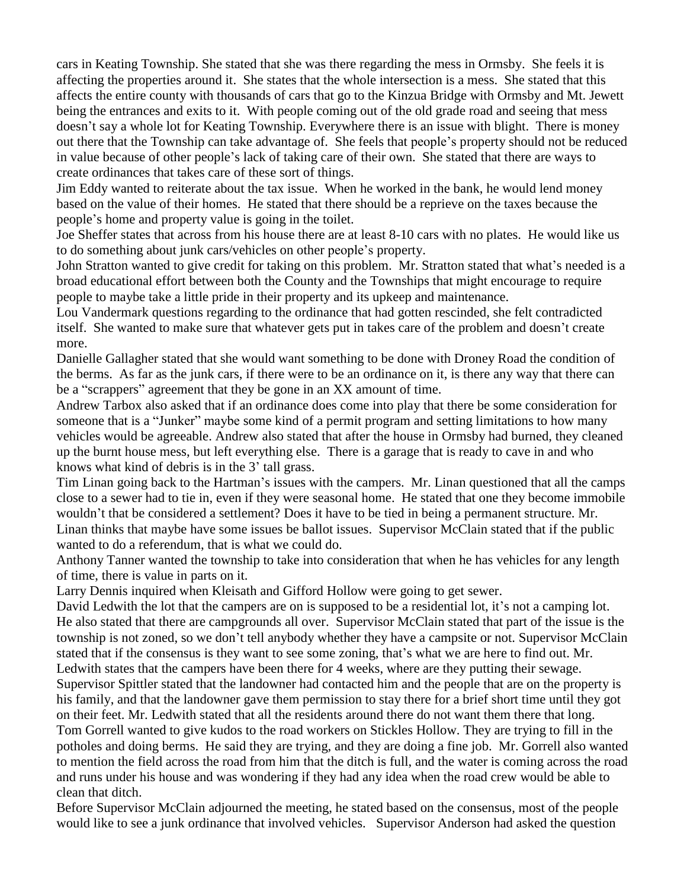cars in Keating Township. She stated that she was there regarding the mess in Ormsby. She feels it is affecting the properties around it. She states that the whole intersection is a mess. She stated that this affects the entire county with thousands of cars that go to the Kinzua Bridge with Ormsby and Mt. Jewett being the entrances and exits to it. With people coming out of the old grade road and seeing that mess doesn't say a whole lot for Keating Township. Everywhere there is an issue with blight. There is money out there that the Township can take advantage of. She feels that people's property should not be reduced in value because of other people's lack of taking care of their own. She stated that there are ways to create ordinances that takes care of these sort of things.

Jim Eddy wanted to reiterate about the tax issue. When he worked in the bank, he would lend money based on the value of their homes. He stated that there should be a reprieve on the taxes because the people's home and property value is going in the toilet.

Joe Sheffer states that across from his house there are at least 8-10 cars with no plates. He would like us to do something about junk cars/vehicles on other people's property.

John Stratton wanted to give credit for taking on this problem. Mr. Stratton stated that what's needed is a broad educational effort between both the County and the Townships that might encourage to require people to maybe take a little pride in their property and its upkeep and maintenance.

Lou Vandermark questions regarding to the ordinance that had gotten rescinded, she felt contradicted itself. She wanted to make sure that whatever gets put in takes care of the problem and doesn't create more.

Danielle Gallagher stated that she would want something to be done with Droney Road the condition of the berms. As far as the junk cars, if there were to be an ordinance on it, is there any way that there can be a "scrappers" agreement that they be gone in an XX amount of time.

Andrew Tarbox also asked that if an ordinance does come into play that there be some consideration for someone that is a "Junker" maybe some kind of a permit program and setting limitations to how many vehicles would be agreeable. Andrew also stated that after the house in Ormsby had burned, they cleaned up the burnt house mess, but left everything else. There is a garage that is ready to cave in and who knows what kind of debris is in the 3' tall grass.

Tim Linan going back to the Hartman's issues with the campers. Mr. Linan questioned that all the camps close to a sewer had to tie in, even if they were seasonal home. He stated that one they become immobile wouldn't that be considered a settlement? Does it have to be tied in being a permanent structure. Mr. Linan thinks that maybe have some issues be ballot issues. Supervisor McClain stated that if the public wanted to do a referendum, that is what we could do.

Anthony Tanner wanted the township to take into consideration that when he has vehicles for any length of time, there is value in parts on it.

Larry Dennis inquired when Kleisath and Gifford Hollow were going to get sewer.

David Ledwith the lot that the campers are on is supposed to be a residential lot, it's not a camping lot. He also stated that there are campgrounds all over. Supervisor McClain stated that part of the issue is the township is not zoned, so we don't tell anybody whether they have a campsite or not. Supervisor McClain stated that if the consensus is they want to see some zoning, that's what we are here to find out. Mr. Ledwith states that the campers have been there for 4 weeks, where are they putting their sewage.

Supervisor Spittler stated that the landowner had contacted him and the people that are on the property is his family, and that the landowner gave them permission to stay there for a brief short time until they got on their feet. Mr. Ledwith stated that all the residents around there do not want them there that long.

Tom Gorrell wanted to give kudos to the road workers on Stickles Hollow. They are trying to fill in the potholes and doing berms. He said they are trying, and they are doing a fine job. Mr. Gorrell also wanted to mention the field across the road from him that the ditch is full, and the water is coming across the road and runs under his house and was wondering if they had any idea when the road crew would be able to clean that ditch.

Before Supervisor McClain adjourned the meeting, he stated based on the consensus, most of the people would like to see a junk ordinance that involved vehicles. Supervisor Anderson had asked the question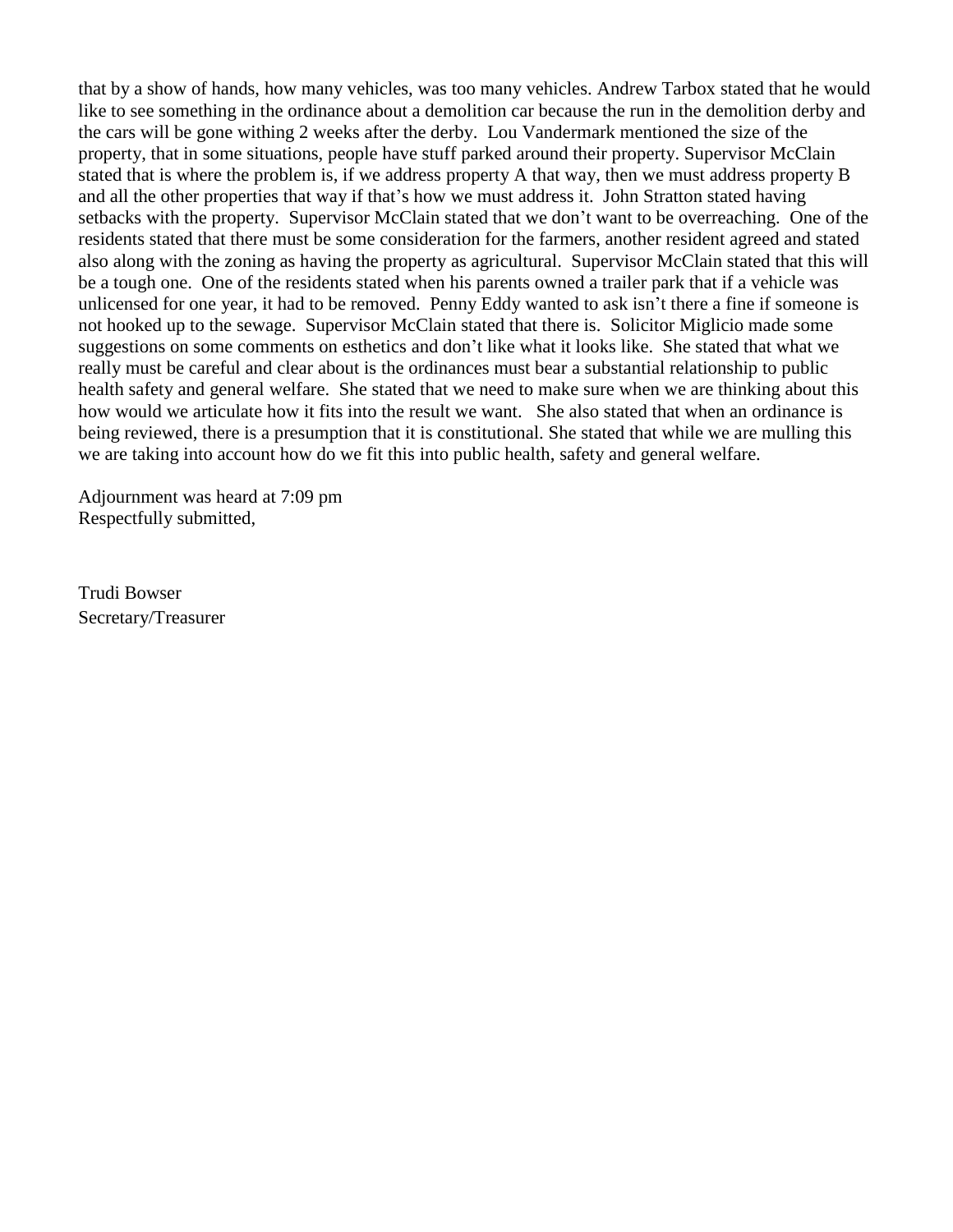that by a show of hands, how many vehicles, was too many vehicles. Andrew Tarbox stated that he would like to see something in the ordinance about a demolition car because the run in the demolition derby and the cars will be gone withing 2 weeks after the derby. Lou Vandermark mentioned the size of the property, that in some situations, people have stuff parked around their property. Supervisor McClain stated that is where the problem is, if we address property A that way, then we must address property B and all the other properties that way if that's how we must address it. John Stratton stated having setbacks with the property. Supervisor McClain stated that we don't want to be overreaching. One of the residents stated that there must be some consideration for the farmers, another resident agreed and stated also along with the zoning as having the property as agricultural. Supervisor McClain stated that this will be a tough one. One of the residents stated when his parents owned a trailer park that if a vehicle was unlicensed for one year, it had to be removed. Penny Eddy wanted to ask isn't there a fine if someone is not hooked up to the sewage. Supervisor McClain stated that there is. Solicitor Miglicio made some suggestions on some comments on esthetics and don't like what it looks like. She stated that what we really must be careful and clear about is the ordinances must bear a substantial relationship to public health safety and general welfare. She stated that we need to make sure when we are thinking about this how would we articulate how it fits into the result we want. She also stated that when an ordinance is being reviewed, there is a presumption that it is constitutional. She stated that while we are mulling this we are taking into account how do we fit this into public health, safety and general welfare.

Adjournment was heard at 7:09 pm
Respectfully submitted,

Trudi Bowser
Secretary/Treasurer